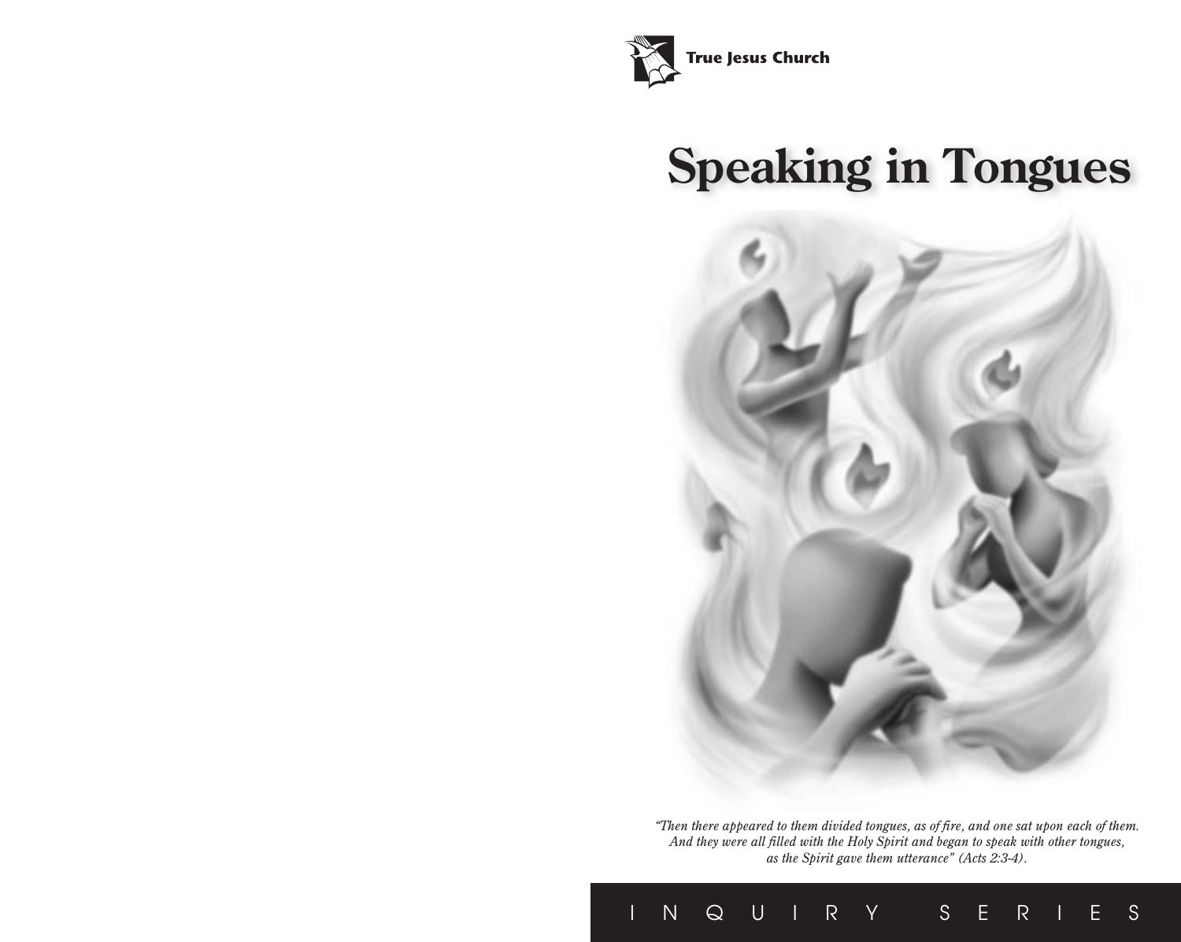True Jesus Church

# Speaking in Tongues

*"Then there appeared to them divided tongues, as of fire, and one sat upon each of them. And they were all filled with the Holy Spirit and began to speak with other tongues, as the Spirit gave them utterance" (Acts 2:3-4).*

INQUIRY SERIES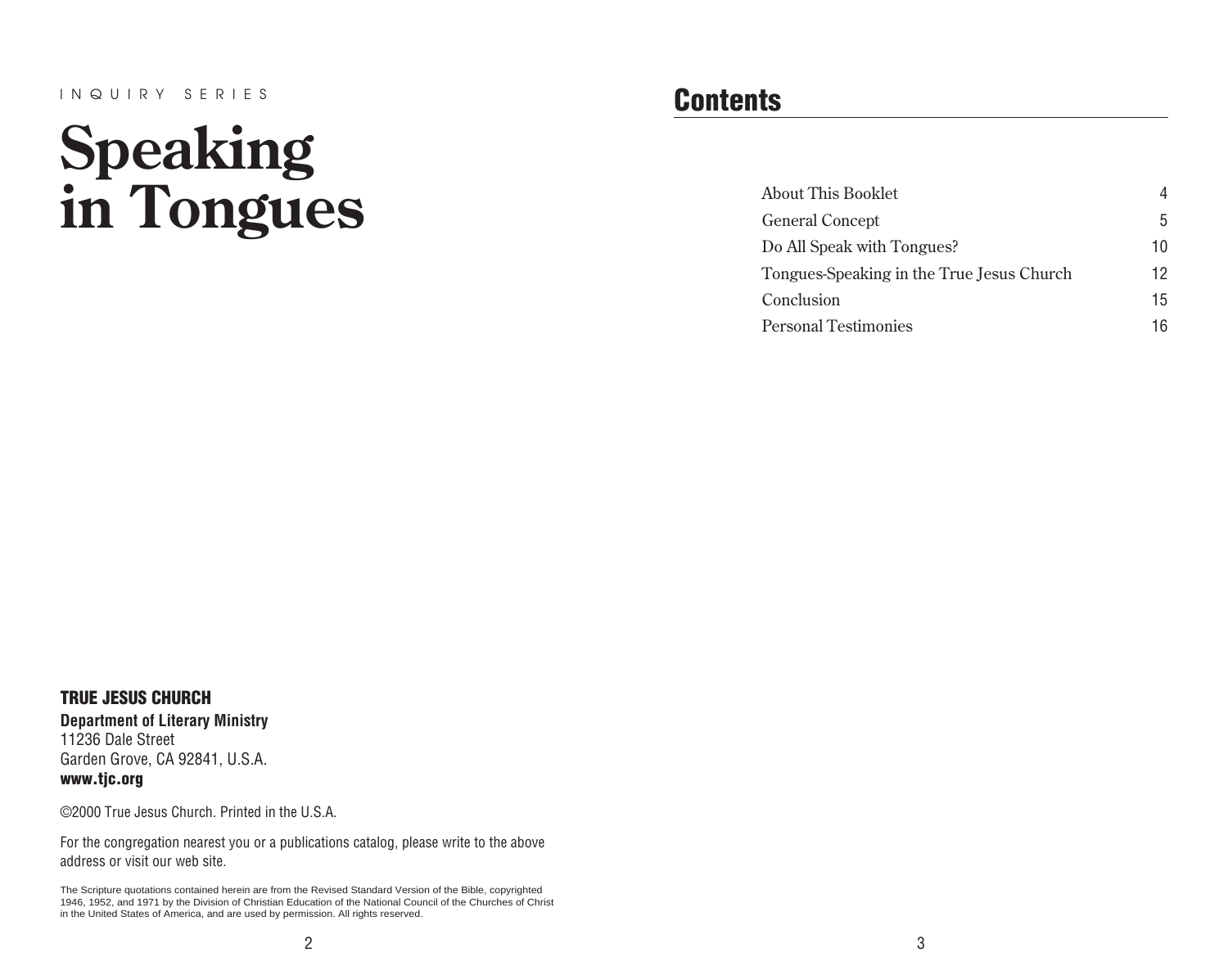INQUIRY SERIES

# Speaking in Tongues

**TRUE JESUS CHURCH**

**Department of Literary Ministry**
11236 Dale Street
Garden Grove, CA 92841, U.S.A.
**www.tjc.org**

©2000 True Jesus Church. Printed in the U.S.A.

For the congregation nearest you or a publications catalog, please write to the above address or visit our web site.

The Scripture quotations contained herein are from the Revised Standard Version of the Bible, copyrighted 1946, 1952, and 1971 by the Division of Christian Education of the National Council of the Churches of Christ in the United States of America, and are used by permission. All rights reserved.

## Contents

| | |
|---|---|
| About This Booklet | 4 |
| General Concept | 5 |
| Do All Speak with Tongues? | 10 |
| Tongues-Speaking in the True Jesus Church | 12 |
| Conclusion | 15 |
| Personal Testimonies | 16 |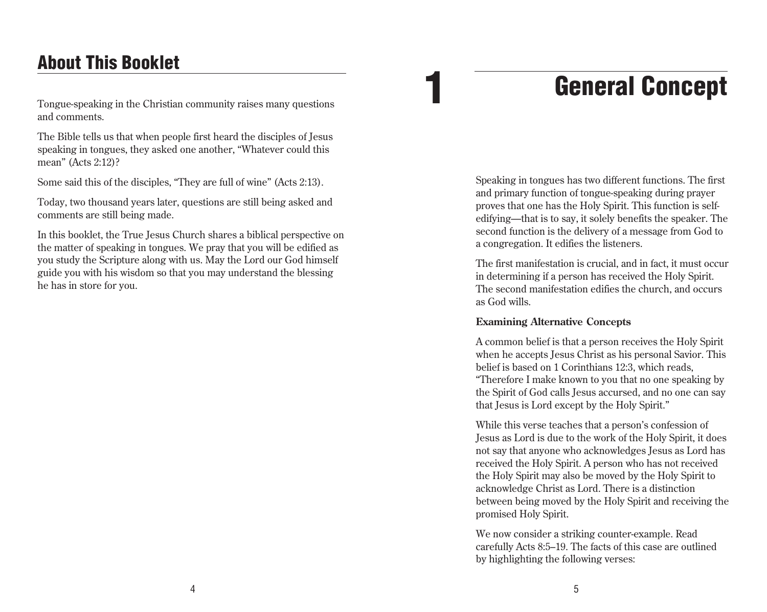## About This Booklet

Tongue-speaking in the Christian community raises many questions and comments.

The Bible tells us that when people first heard the disciples of Jesus speaking in tongues, they asked one another, "Whatever could this mean" (Acts 2:12)?

Some said this of the disciples, "They are full of wine" (Acts 2:13).

Today, two thousand years later, questions are still being asked and comments are still being made.

In this booklet, the True Jesus Church shares a biblical perspective on the matter of speaking in tongues. We pray that you will be edified as you study the Scripture along with us. May the Lord our God himself guide you with his wisdom so that you may understand the blessing he has in store for you.

# 1 General Concept

Speaking in tongues has two different functions. The first and primary function of tongue-speaking during prayer proves that one has the Holy Spirit. This function is self-edifying—that is to say, it solely benefits the speaker. The second function is the delivery of a message from God to a congregation. It edifies the listeners.

The first manifestation is crucial, and in fact, it must occur in determining if a person has received the Holy Spirit. The second manifestation edifies the church, and occurs as God wills.

**Examining Alternative Concepts**

A common belief is that a person receives the Holy Spirit when he accepts Jesus Christ as his personal Savior. This belief is based on 1 Corinthians 12:3, which reads, "Therefore I make known to you that no one speaking by the Spirit of God calls Jesus accursed, and no one can say that Jesus is Lord except by the Holy Spirit."

While this verse teaches that a person's confession of Jesus as Lord is due to the work of the Holy Spirit, it does not say that anyone who acknowledges Jesus as Lord has received the Holy Spirit. A person who has not received the Holy Spirit may also be moved by the Holy Spirit to acknowledge Christ as Lord. There is a distinction between being moved by the Holy Spirit and receiving the promised Holy Spirit.

We now consider a striking counter-example. Read carefully Acts 8:5–19. The facts of this case are outlined by highlighting the following verses: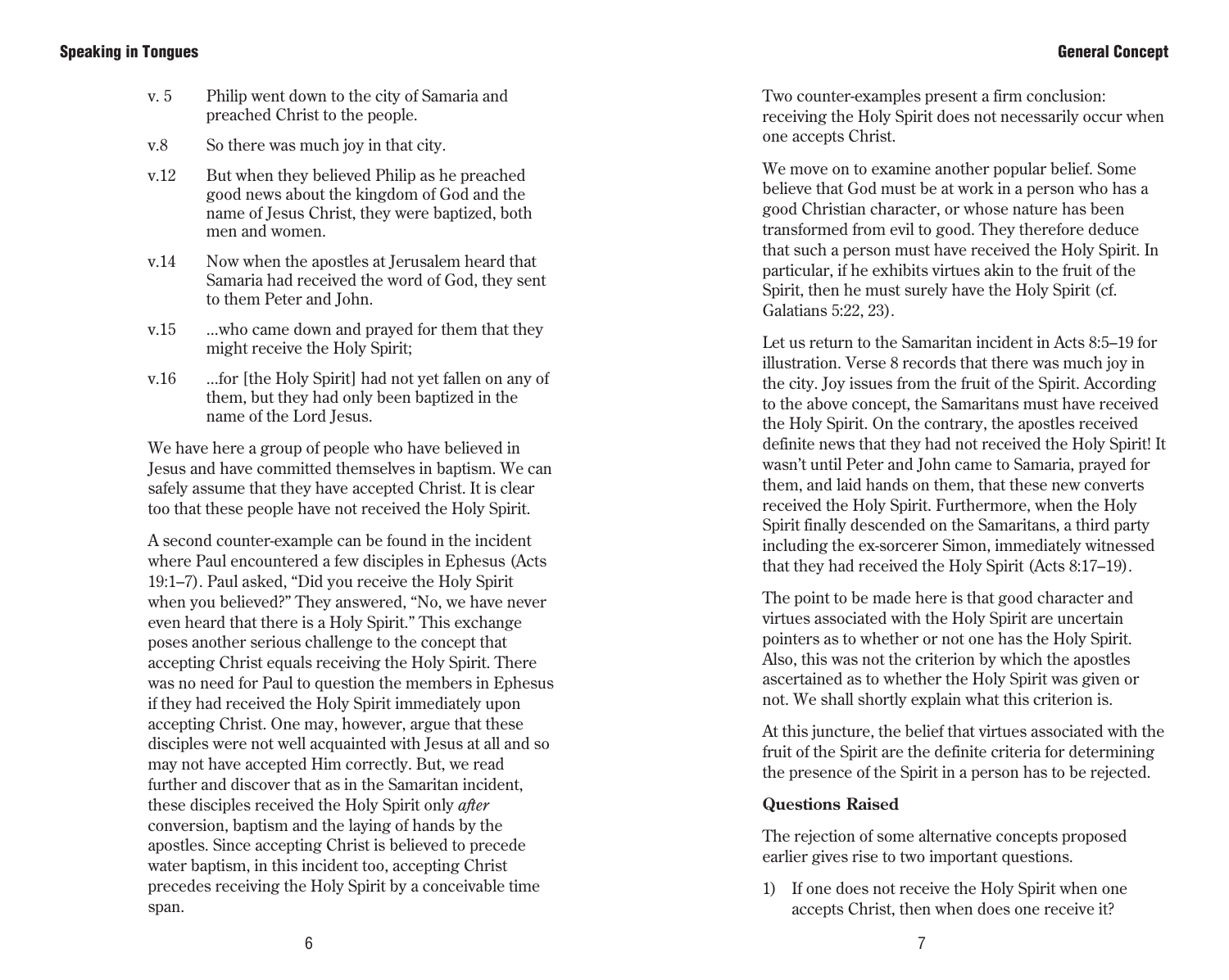v. 5 Philip went down to the city of Samaria and preached Christ to the people.

v.8 So there was much joy in that city.

v.12 But when they believed Philip as he preached good news about the kingdom of God and the name of Jesus Christ, they were baptized, both men and women.

v.14 Now when the apostles at Jerusalem heard that Samaria had received the word of God, they sent to them Peter and John.

v.15 ...who came down and prayed for them that they might receive the Holy Spirit;

v.16 ...for [the Holy Spirit] had not yet fallen on any of them, but they had only been baptized in the name of the Lord Jesus.

We have here a group of people who have believed in Jesus and have committed themselves in baptism. We can safely assume that they have accepted Christ. It is clear too that these people have not received the Holy Spirit.

A second counter-example can be found in the incident where Paul encountered a few disciples in Ephesus (Acts 19:1–7). Paul asked, "Did you receive the Holy Spirit when you believed?" They answered, "No, we have never even heard that there is a Holy Spirit." This exchange poses another serious challenge to the concept that accepting Christ equals receiving the Holy Spirit. There was no need for Paul to question the members in Ephesus if they had received the Holy Spirit immediately upon accepting Christ. One may, however, argue that these disciples were not well acquainted with Jesus at all and so may not have accepted Him correctly. But, we read further and discover that as in the Samaritan incident, these disciples received the Holy Spirit only *after* conversion, baptism and the laying of hands by the apostles. Since accepting Christ is believed to precede water baptism, in this incident too, accepting Christ precedes receiving the Holy Spirit by a conceivable time span.

Two counter-examples present a firm conclusion: receiving the Holy Spirit does not necessarily occur when one accepts Christ.

We move on to examine another popular belief. Some believe that God must be at work in a person who has a good Christian character, or whose nature has been transformed from evil to good. They therefore deduce that such a person must have received the Holy Spirit. In particular, if he exhibits virtues akin to the fruit of the Spirit, then he must surely have the Holy Spirit (cf. Galatians 5:22, 23).

Let us return to the Samaritan incident in Acts 8:5–19 for illustration. Verse 8 records that there was much joy in the city. Joy issues from the fruit of the Spirit. According to the above concept, the Samaritans must have received the Holy Spirit. On the contrary, the apostles received definite news that they had not received the Holy Spirit! It wasn't until Peter and John came to Samaria, prayed for them, and laid hands on them, that these new converts received the Holy Spirit. Furthermore, when the Holy Spirit finally descended on the Samaritans, a third party including the ex-sorcerer Simon, immediately witnessed that they had received the Holy Spirit (Acts 8:17–19).

The point to be made here is that good character and virtues associated with the Holy Spirit are uncertain pointers as to whether or not one has the Holy Spirit. Also, this was not the criterion by which the apostles ascertained as to whether the Holy Spirit was given or not. We shall shortly explain what this criterion is.

At this juncture, the belief that virtues associated with the fruit of the Spirit are the definite criteria for determining the presence of the Spirit in a person has to be rejected.

### Questions Raised

The rejection of some alternative concepts proposed earlier gives rise to two important questions.

1) If one does not receive the Holy Spirit when one accepts Christ, then when does one receive it?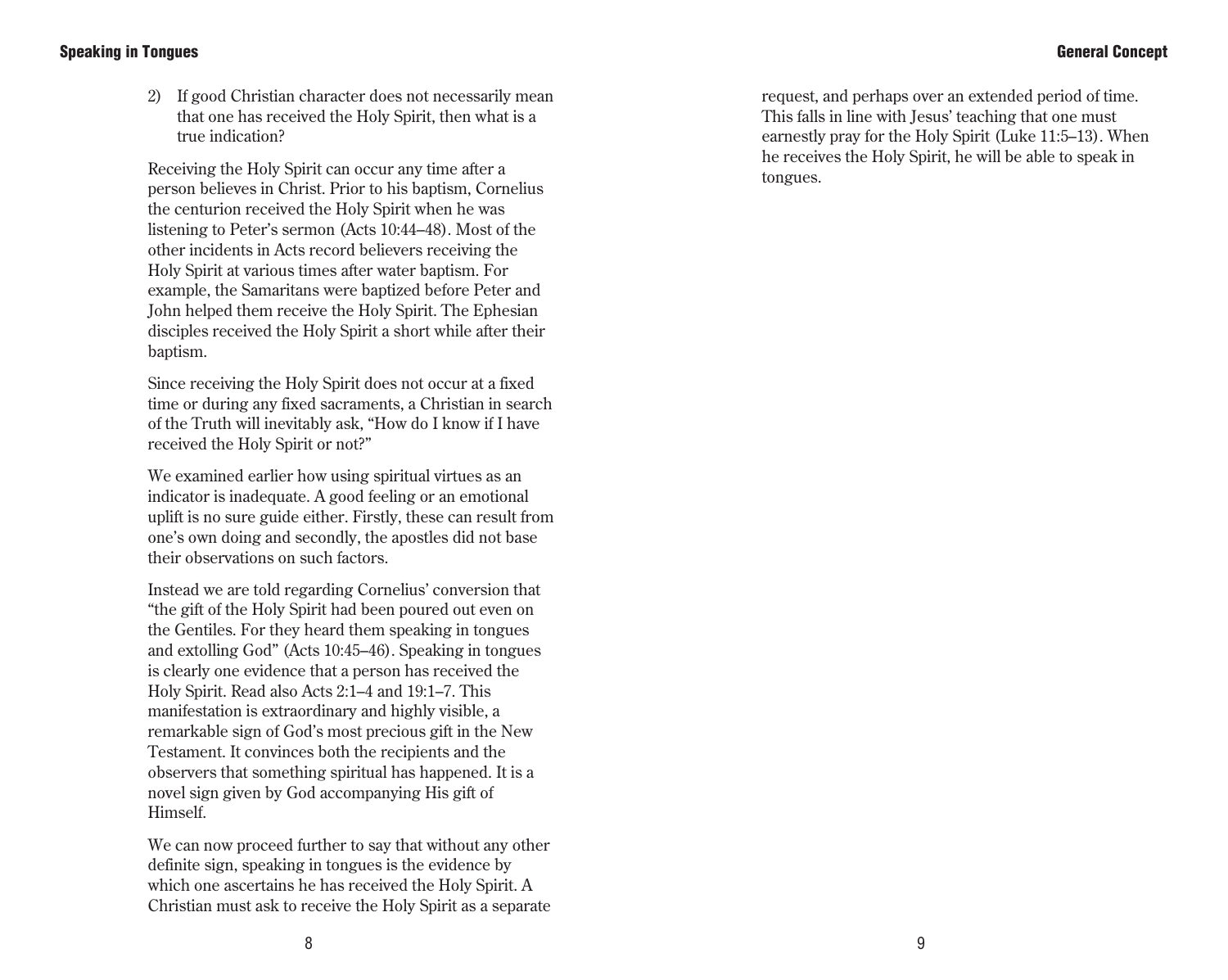2) If good Christian character does not necessarily mean that one has received the Holy Spirit, then what is a true indication?

Receiving the Holy Spirit can occur any time after a person believes in Christ. Prior to his baptism, Cornelius the centurion received the Holy Spirit when he was listening to Peter's sermon (Acts 10:44–48). Most of the other incidents in Acts record believers receiving the Holy Spirit at various times after water baptism. For example, the Samaritans were baptized before Peter and John helped them receive the Holy Spirit. The Ephesian disciples received the Holy Spirit a short while after their baptism.

Since receiving the Holy Spirit does not occur at a fixed time or during any fixed sacraments, a Christian in search of the Truth will inevitably ask, "How do I know if I have received the Holy Spirit or not?"

We examined earlier how using spiritual virtues as an indicator is inadequate. A good feeling or an emotional uplift is no sure guide either. Firstly, these can result from one's own doing and secondly, the apostles did not base their observations on such factors.

Instead we are told regarding Cornelius' conversion that "the gift of the Holy Spirit had been poured out even on the Gentiles. For they heard them speaking in tongues and extolling God" (Acts 10:45–46). Speaking in tongues is clearly one evidence that a person has received the Holy Spirit. Read also Acts 2:1–4 and 19:1–7. This manifestation is extraordinary and highly visible, a remarkable sign of God's most precious gift in the New Testament. It convinces both the recipients and the observers that something spiritual has happened. It is a novel sign given by God accompanying His gift of Himself.

We can now proceed further to say that without any other definite sign, speaking in tongues is the evidence by which one ascertains he has received the Holy Spirit. A Christian must ask to receive the Holy Spirit as a separate request, and perhaps over an extended period of time. This falls in line with Jesus' teaching that one must earnestly pray for the Holy Spirit (Luke 11:5–13). When he receives the Holy Spirit, he will be able to speak in tongues.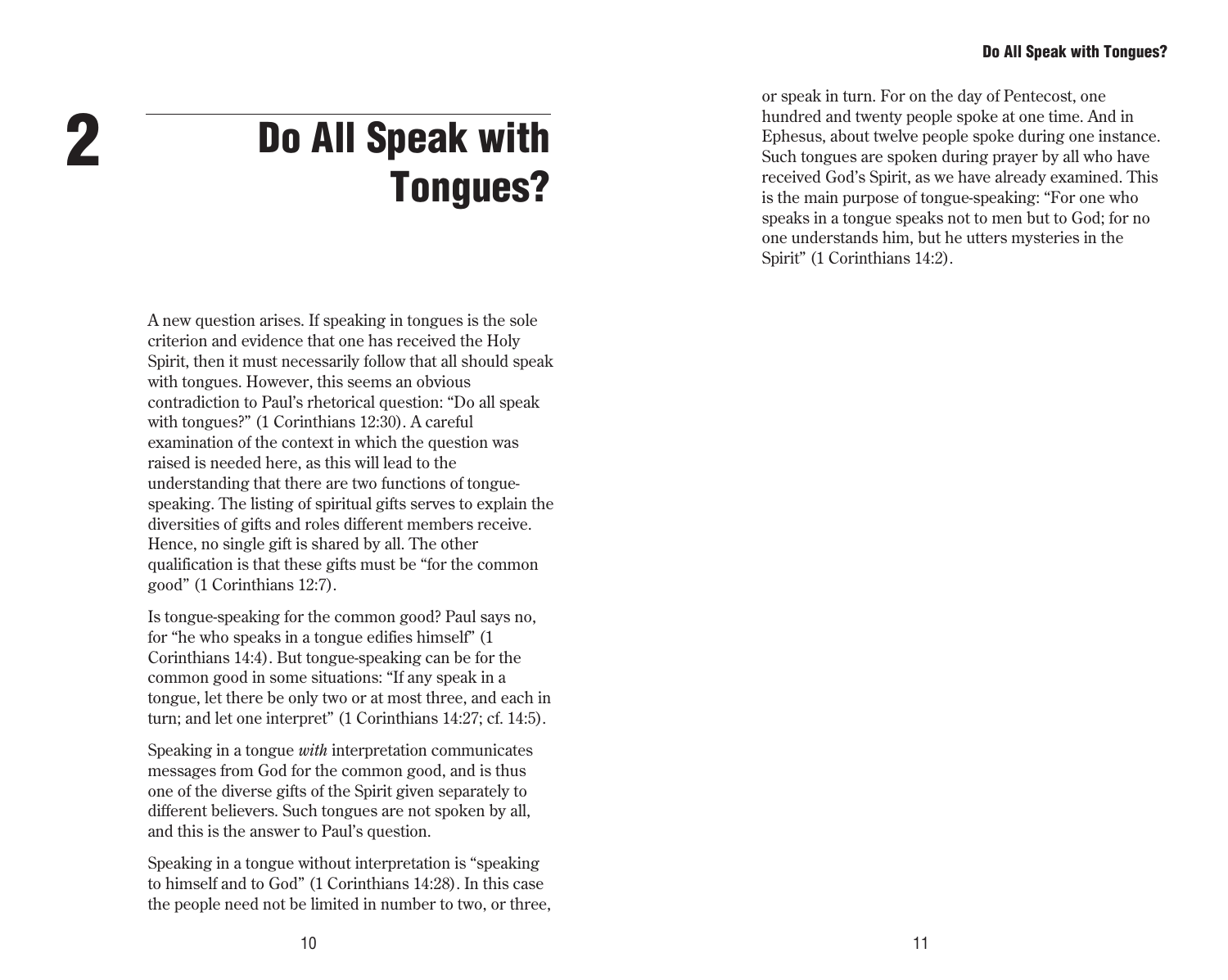# 2 Do All Speak with Tongues?

A new question arises. If speaking in tongues is the sole criterion and evidence that one has received the Holy Spirit, then it must necessarily follow that all should speak with tongues. However, this seems an obvious contradiction to Paul's rhetorical question: "Do all speak with tongues?" (1 Corinthians 12:30). A careful examination of the context in which the question was raised is needed here, as this will lead to the understanding that there are two functions of tongue-speaking. The listing of spiritual gifts serves to explain the diversities of gifts and roles different members receive. Hence, no single gift is shared by all. The other qualification is that these gifts must be "for the common good" (1 Corinthians 12:7).

Is tongue-speaking for the common good? Paul says no, for "he who speaks in a tongue edifies himself" (1 Corinthians 14:4). But tongue-speaking can be for the common good in some situations: "If any speak in a tongue, let there be only two or at most three, and each in turn; and let one interpret" (1 Corinthians 14:27; cf. 14:5).

Speaking in a tongue *with* interpretation communicates messages from God for the common good, and is thus one of the diverse gifts of the Spirit given separately to different believers. Such tongues are not spoken by all, and this is the answer to Paul's question.

Speaking in a tongue without interpretation is "speaking to himself and to God" (1 Corinthians 14:28). In this case the people need not be limited in number to two, or three, or speak in turn. For on the day of Pentecost, one hundred and twenty people spoke at one time. And in Ephesus, about twelve people spoke during one instance. Such tongues are spoken during prayer by all who have received God's Spirit, as we have already examined. This is the main purpose of tongue-speaking: "For one who speaks in a tongue speaks not to men but to God; for no one understands him, but he utters mysteries in the Spirit" (1 Corinthians 14:2).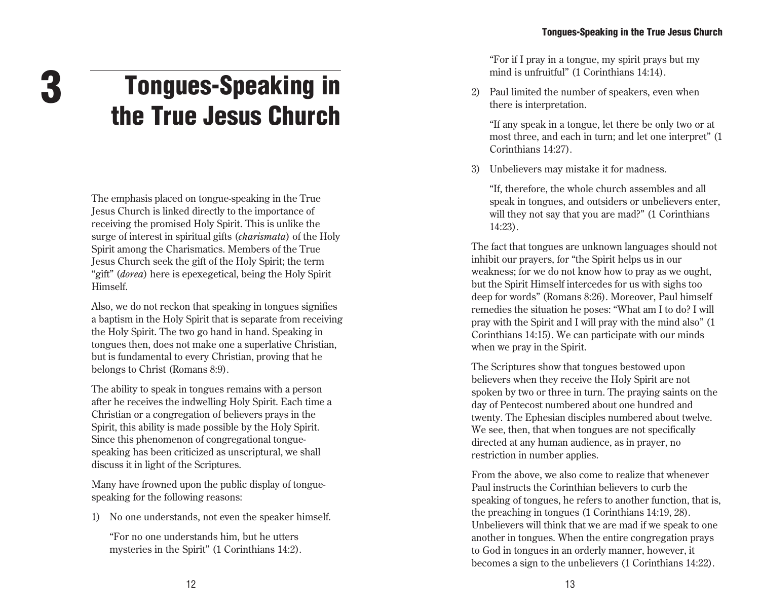# 3 Tongues-Speaking in the True Jesus Church

The emphasis placed on tongue-speaking in the True Jesus Church is linked directly to the importance of receiving the promised Holy Spirit. This is unlike the surge of interest in spiritual gifts (*charismata*) of the Holy Spirit among the Charismatics. Members of the True Jesus Church seek the gift of the Holy Spirit; the term "gift" (*dorea*) here is epexegetical, being the Holy Spirit Himself.

Also, we do not reckon that speaking in tongues signifies a baptism in the Holy Spirit that is separate from receiving the Holy Spirit. The two go hand in hand. Speaking in tongues then, does not make one a superlative Christian, but is fundamental to every Christian, proving that he belongs to Christ (Romans 8:9).

The ability to speak in tongues remains with a person after he receives the indwelling Holy Spirit. Each time a Christian or a congregation of believers prays in the Spirit, this ability is made possible by the Holy Spirit. Since this phenomenon of congregational tongue-speaking has been criticized as unscriptural, we shall discuss it in light of the Scriptures.

Many have frowned upon the public display of tongue-speaking for the following reasons:

1) No one understands, not even the speaker himself.

   "For no one understands him, but he utters mysteries in the Spirit" (1 Corinthians 14:2).

   "For if I pray in a tongue, my spirit prays but my mind is unfruitful" (1 Corinthians 14:14).

2) Paul limited the number of speakers, even when there is interpretation.

   "If any speak in a tongue, let there be only two or at most three, and each in turn; and let one interpret" (1 Corinthians 14:27).

3) Unbelievers may mistake it for madness.

   "If, therefore, the whole church assembles and all speak in tongues, and outsiders or unbelievers enter, will they not say that you are mad?" (1 Corinthians 14:23).

The fact that tongues are unknown languages should not inhibit our prayers, for "the Spirit helps us in our weakness; for we do not know how to pray as we ought, but the Spirit Himself intercedes for us with sighs too deep for words" (Romans 8:26). Moreover, Paul himself remedies the situation he poses: "What am I to do? I will pray with the Spirit and I will pray with the mind also" (1 Corinthians 14:15). We can participate with our minds when we pray in the Spirit.

The Scriptures show that tongues bestowed upon believers when they receive the Holy Spirit are not spoken by two or three in turn. The praying saints on the day of Pentecost numbered about one hundred and twenty. The Ephesian disciples numbered about twelve. We see, then, that when tongues are not specifically directed at any human audience, as in prayer, no restriction in number applies.

From the above, we also come to realize that whenever Paul instructs the Corinthian believers to curb the speaking of tongues, he refers to another function, that is, the preaching in tongues (1 Corinthians 14:19, 28). Unbelievers will think that we are mad if we speak to one another in tongues. When the entire congregation prays to God in tongues in an orderly manner, however, it becomes a sign to the unbelievers (1 Corinthians 14:22).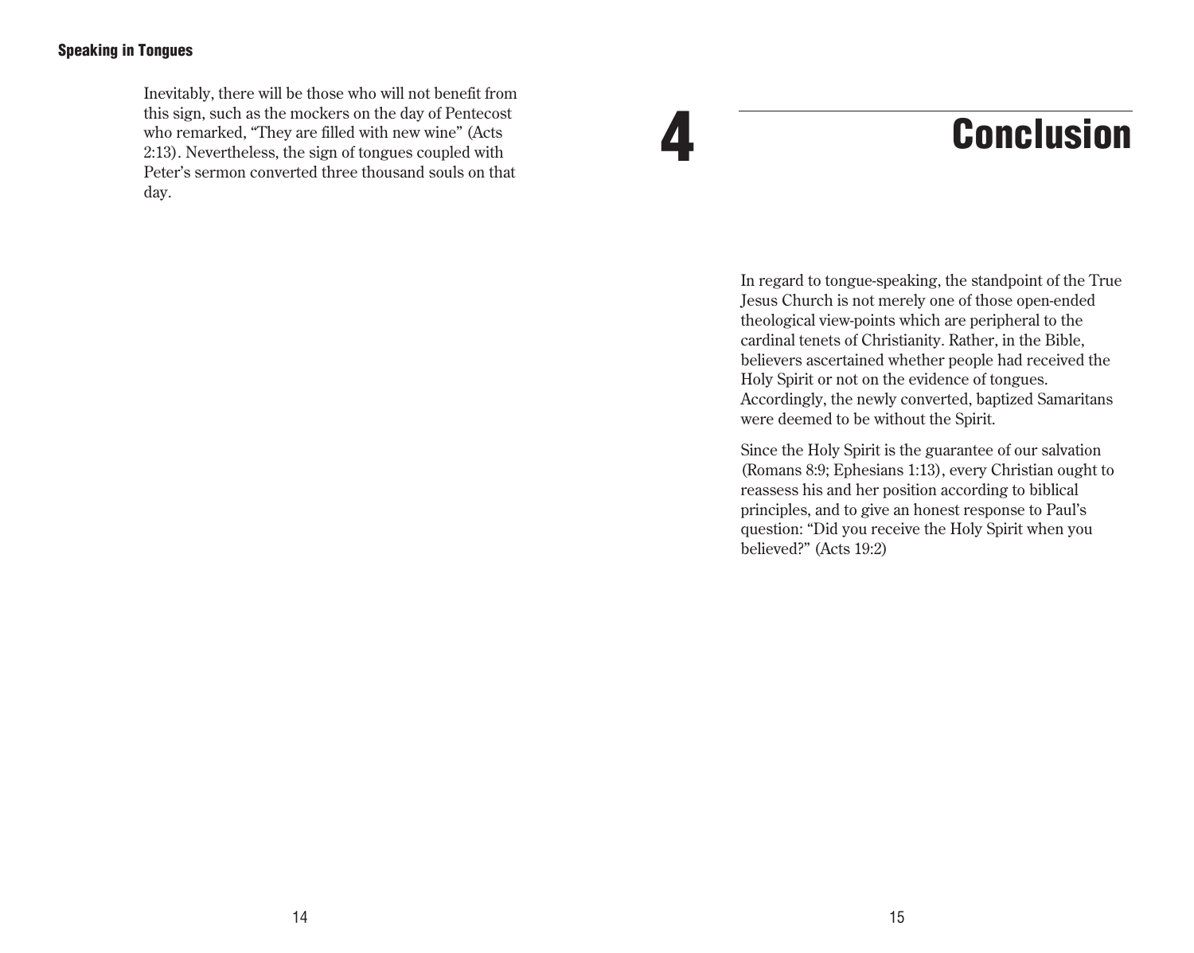Inevitably, there will be those who will not benefit from this sign, such as the mockers on the day of Pentecost who remarked, "They are filled with new wine" (Acts 2:13). Nevertheless, the sign of tongues coupled with Peter's sermon converted three thousand souls on that day.

# 4 Conclusion

In regard to tongue-speaking, the standpoint of the True Jesus Church is not merely one of those open-ended theological view-points which are peripheral to the cardinal tenets of Christianity. Rather, in the Bible, believers ascertained whether people had received the Holy Spirit or not on the evidence of tongues. Accordingly, the newly converted, baptized Samaritans were deemed to be without the Spirit.

Since the Holy Spirit is the guarantee of our salvation (Romans 8:9; Ephesians 1:13), every Christian ought to reassess his and her position according to biblical principles, and to give an honest response to Paul's question: "Did you receive the Holy Spirit when you believed?" (Acts 19:2)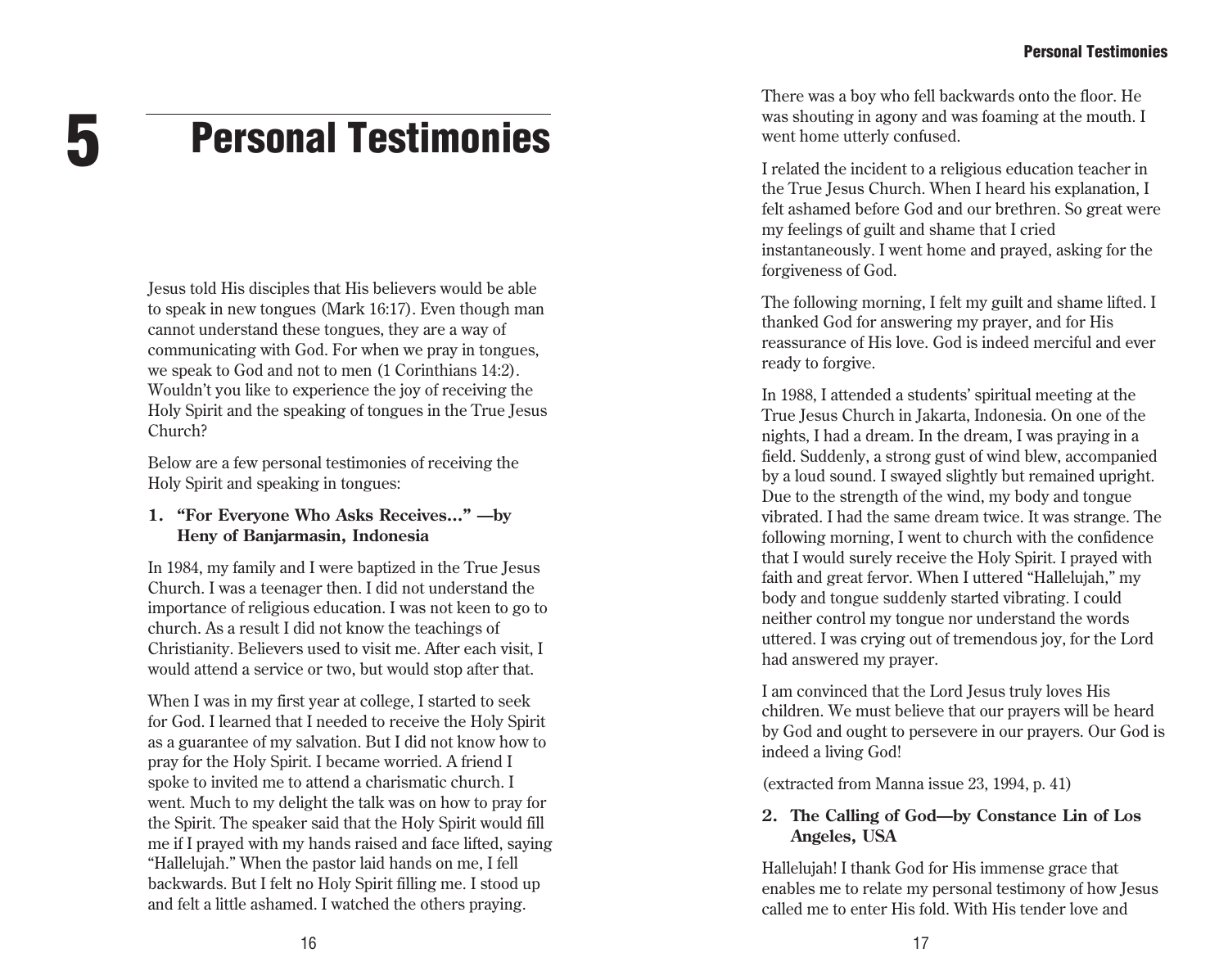# 5 Personal Testimonies

Jesus told His disciples that His believers would be able to speak in new tongues (Mark 16:17). Even though man cannot understand these tongues, they are a way of communicating with God. For when we pray in tongues, we speak to God and not to men (1 Corinthians 14:2). Wouldn't you like to experience the joy of receiving the Holy Spirit and the speaking of tongues in the True Jesus Church?

Below are a few personal testimonies of receiving the Holy Spirit and speaking in tongues:

### 1. "For Everyone Who Asks Receives..." —by Heny of Banjarmasin, Indonesia

In 1984, my family and I were baptized in the True Jesus Church. I was a teenager then. I did not understand the importance of religious education. I was not keen to go to church. As a result I did not know the teachings of Christianity. Believers used to visit me. After each visit, I would attend a service or two, but would stop after that.

When I was in my first year at college, I started to seek for God. I learned that I needed to receive the Holy Spirit as a guarantee of my salvation. But I did not know how to pray for the Holy Spirit. I became worried. A friend I spoke to invited me to attend a charismatic church. I went. Much to my delight the talk was on how to pray for the Spirit. The speaker said that the Holy Spirit would fill me if I prayed with my hands raised and face lifted, saying "Hallelujah." When the pastor laid hands on me, I fell backwards. But I felt no Holy Spirit filling me. I stood up and felt a little ashamed. I watched the others praying. There was a boy who fell backwards onto the floor. He was shouting in agony and was foaming at the mouth. I went home utterly confused.

I related the incident to a religious education teacher in the True Jesus Church. When I heard his explanation, I felt ashamed before God and our brethren. So great were my feelings of guilt and shame that I cried instantaneously. I went home and prayed, asking for the forgiveness of God.

The following morning, I felt my guilt and shame lifted. I thanked God for answering my prayer, and for His reassurance of His love. God is indeed merciful and ever ready to forgive.

In 1988, I attended a students' spiritual meeting at the True Jesus Church in Jakarta, Indonesia. On one of the nights, I had a dream. In the dream, I was praying in a field. Suddenly, a strong gust of wind blew, accompanied by a loud sound. I swayed slightly but remained upright. Due to the strength of the wind, my body and tongue vibrated. I had the same dream twice. It was strange. The following morning, I went to church with the confidence that I would surely receive the Holy Spirit. I prayed with faith and great fervor. When I uttered "Hallelujah," my body and tongue suddenly started vibrating. I could neither control my tongue nor understand the words uttered. I was crying out of tremendous joy, for the Lord had answered my prayer.

I am convinced that the Lord Jesus truly loves His children. We must believe that our prayers will be heard by God and ought to persevere in our prayers. Our God is indeed a living God!

(extracted from Manna issue 23, 1994, p. 41)

### 2. The Calling of God—by Constance Lin of Los Angeles, USA

Hallelujah! I thank God for His immense grace that enables me to relate my personal testimony of how Jesus called me to enter His fold. With His tender love and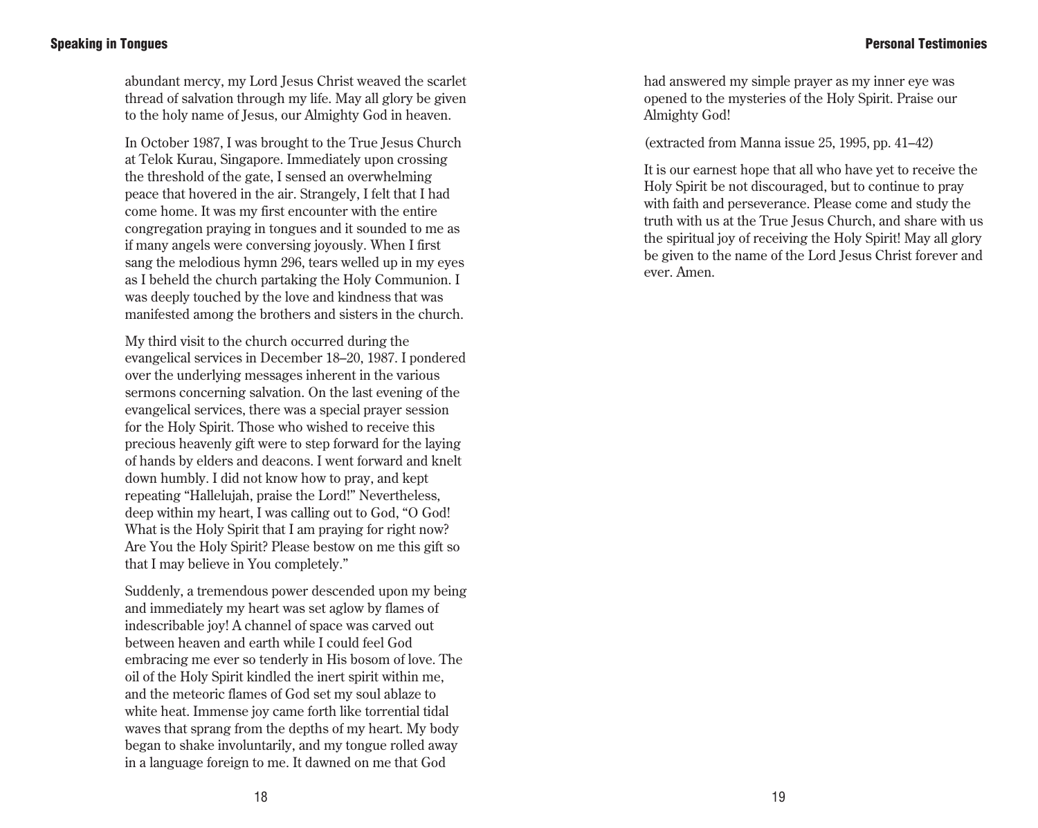abundant mercy, my Lord Jesus Christ weaved the scarlet thread of salvation through my life. May all glory be given to the holy name of Jesus, our Almighty God in heaven.

In October 1987, I was brought to the True Jesus Church at Telok Kurau, Singapore. Immediately upon crossing the threshold of the gate, I sensed an overwhelming peace that hovered in the air. Strangely, I felt that I had come home. It was my first encounter with the entire congregation praying in tongues and it sounded to me as if many angels were conversing joyously. When I first sang the melodious hymn 296, tears welled up in my eyes as I beheld the church partaking the Holy Communion. I was deeply touched by the love and kindness that was manifested among the brothers and sisters in the church.

My third visit to the church occurred during the evangelical services in December 18–20, 1987. I pondered over the underlying messages inherent in the various sermons concerning salvation. On the last evening of the evangelical services, there was a special prayer session for the Holy Spirit. Those who wished to receive this precious heavenly gift were to step forward for the laying of hands by elders and deacons. I went forward and knelt down humbly. I did not know how to pray, and kept repeating "Hallelujah, praise the Lord!" Nevertheless, deep within my heart, I was calling out to God, "O God! What is the Holy Spirit that I am praying for right now? Are You the Holy Spirit? Please bestow on me this gift so that I may believe in You completely."

Suddenly, a tremendous power descended upon my being and immediately my heart was set aglow by flames of indescribable joy! A channel of space was carved out between heaven and earth while I could feel God embracing me ever so tenderly in His bosom of love. The oil of the Holy Spirit kindled the inert spirit within me, and the meteoric flames of God set my soul ablaze to white heat. Immense joy came forth like torrential tidal waves that sprang from the depths of my heart. My body began to shake involuntarily, and my tongue rolled away in a language foreign to me. It dawned on me that God had answered my simple prayer as my inner eye was opened to the mysteries of the Holy Spirit. Praise our Almighty God!

(extracted from Manna issue 25, 1995, pp. 41–42)

It is our earnest hope that all who have yet to receive the Holy Spirit be not discouraged, but to continue to pray with faith and perseverance. Please come and study the truth with us at the True Jesus Church, and share with us the spiritual joy of receiving the Holy Spirit! May all glory be given to the name of the Lord Jesus Christ forever and ever. Amen.